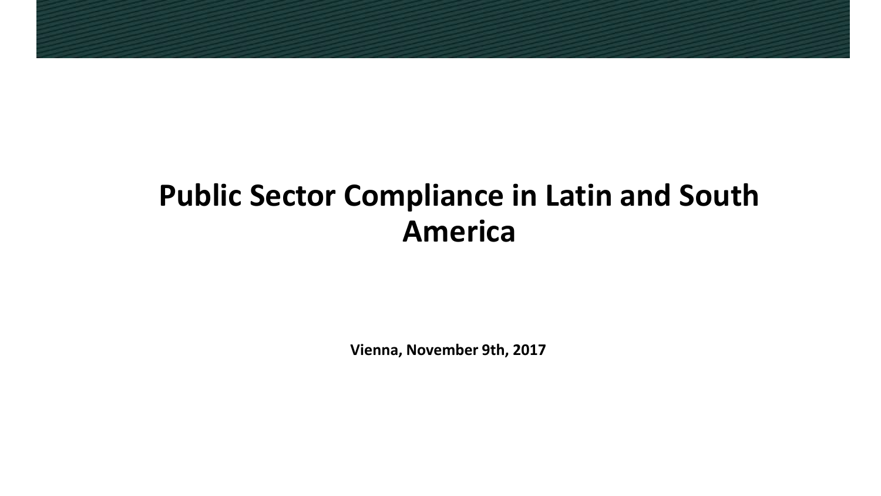# Public Sector Compliance in Latin and South America

**Vienna, November 9th, 2017**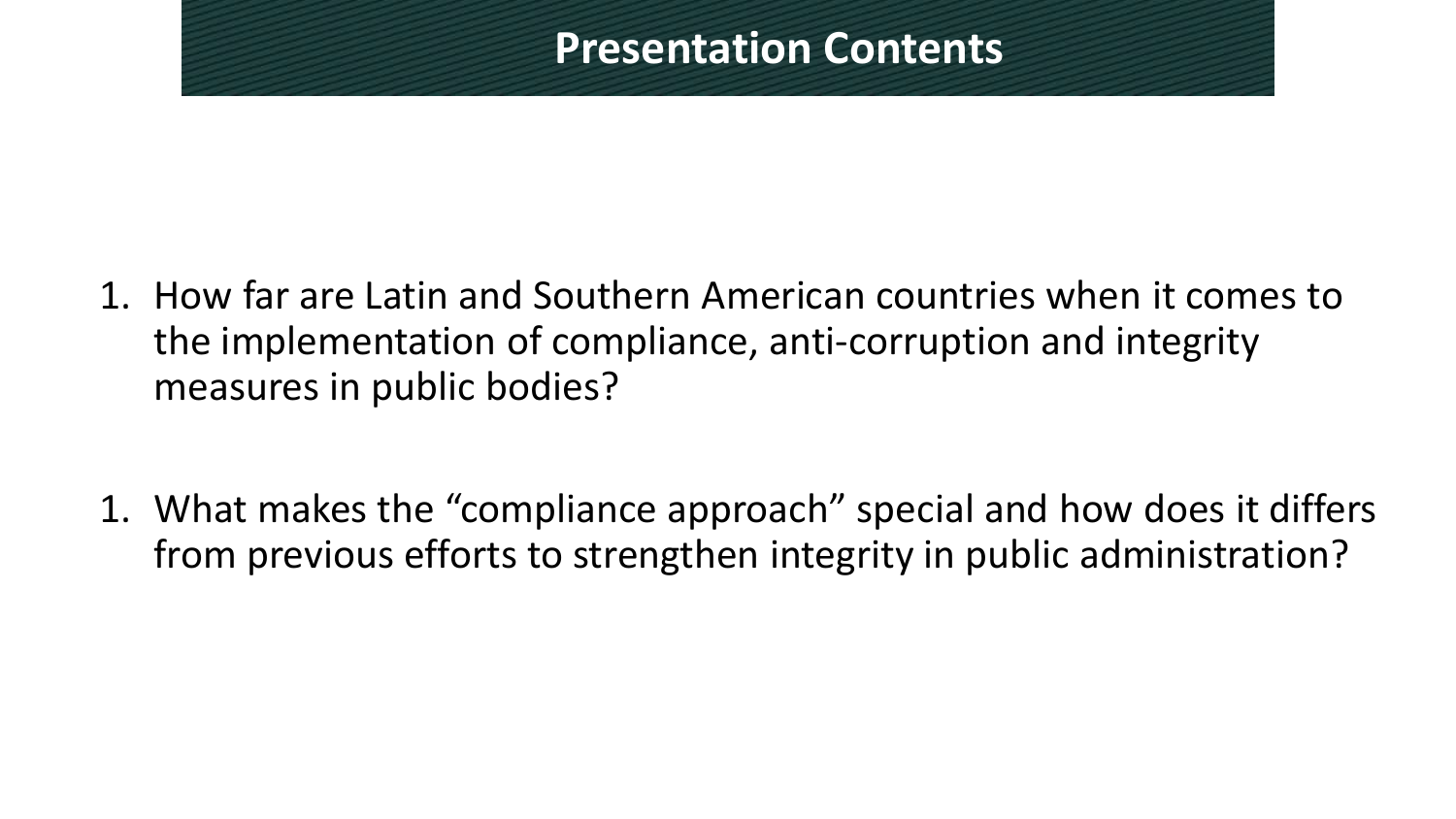# Presentation Contents

1. How far are Latin and Southern American countries when it comes to the implementation of compliance, anti-corruption and integrity measures in public bodies?

1. What makes the "compliance approach" special and how does it differs from previous efforts to strengthen integrity in public administration?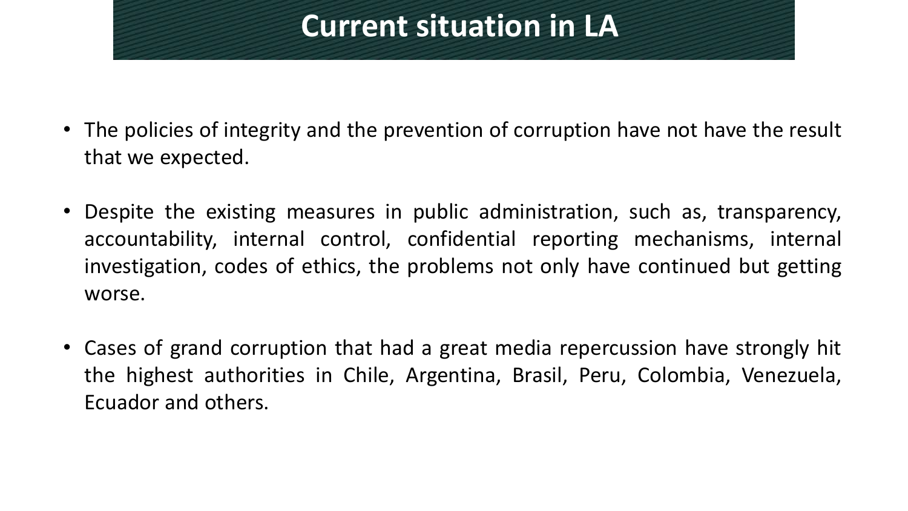# Current situation in LA

- The policies of integrity and the prevention of corruption have not have the result that we expected.
- Despite the existing measures in public administration, such as, transparency, accountability, internal control, confidential reporting mechanisms, internal investigation, codes of ethics, the problems not only have continued but getting worse.
- Cases of grand corruption that had a great media repercussion have strongly hit the highest authorities in Chile, Argentina, Brasil, Peru, Colombia, Venezuela, Ecuador and others.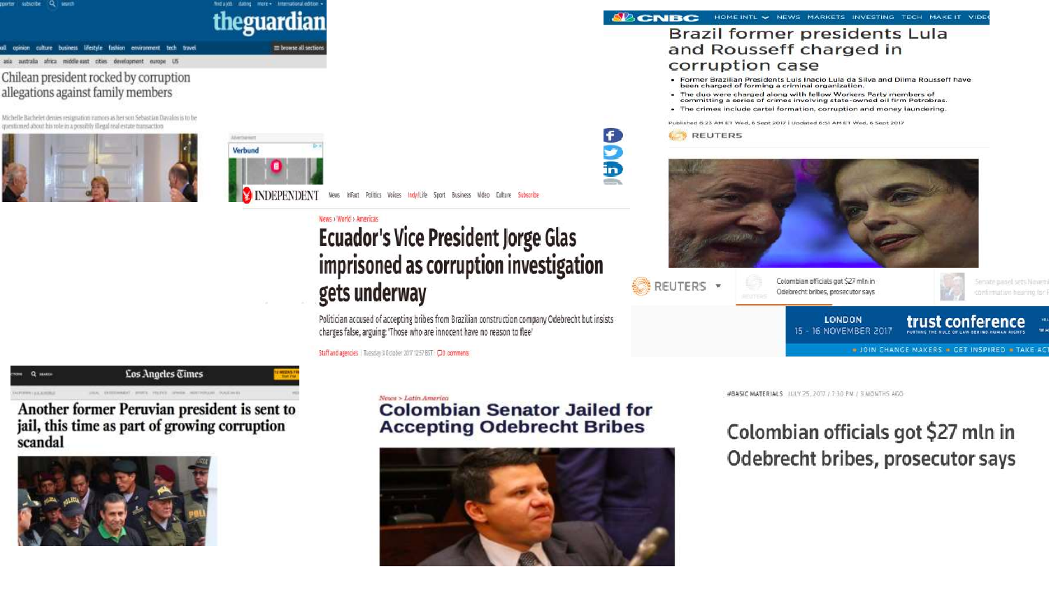## Chilean president rocked by corruption allegations against family members

Michelle Bachelet denies resignation rumours as her son Sebastian Davalos is to be questioned about his role in a possibly illegal real estate transaction

## Brazil former presidents Lula and Rousseff charged in corruption case

- Former Brazilian Presidents Luis Inacio Lula da Silva and Dilma Rousseff have been charged of forming a criminal organization.
- The duo were charged along with fellow Workers Party members of committing a series of crimes involving state-owned oil firm Petrobras.
- The crimes include cartel formation, corruption and money laundering.

Published 6:23 AM ET Wed, 6 Sept 2017 | Updated 6:51 AM ET Wed, 6 Sept 2017

REUTERS

## Ecuador's Vice President Jorge Glas imprisoned as corruption investigation gets underway

Politician accused of accepting bribes from Brazilian construction company Odebrecht but insists charges false, arguing: 'Those who are innocent have no reason to flee'

Staff and agencies | Tuesday 3 October 2017 12:57 BST

## Another former Peruvian president is sent to jail, this time as part of growing corruption scandal

## Colombian Senator Jailed for Accepting Odebrecht Bribes

## Colombian officials got $27 mln in Odebrecht bribes, prosecutor says

#BASIC MATERIALS JULY 25, 2017 / 7:30 PM / 3 MONTHS AGO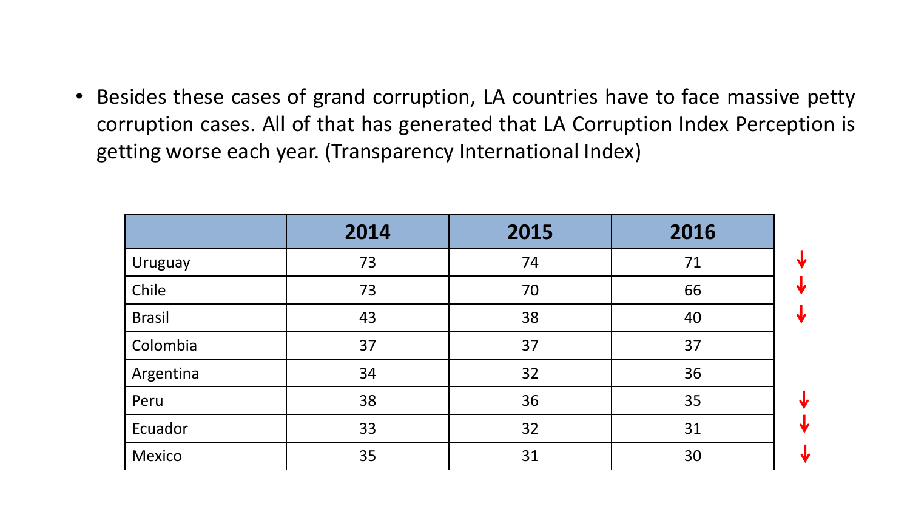- Besides these cases of grand corruption, LA countries have to face massive petty corruption cases. All of that has generated that LA Corruption Index Perception is getting worse each year. (Transparency International Index)

| | **2014** | **2015** | **2016** | |
|---|---|---|---|---|
| Uruguay | 73 | 74 | 71 | ↓ |
| Chile | 73 | 70 | 66 | ↓ |
| Brasil | 43 | 38 | 40 | ↓ |
| Colombia | 37 | 37 | 37 | |
| Argentina | 34 | 32 | 36 | |
| Peru | 38 | 36 | 35 | ↓ |
| Ecuador | 33 | 32 | 31 | ↓ |
| Mexico | 35 | 31 | 30 | ↓ |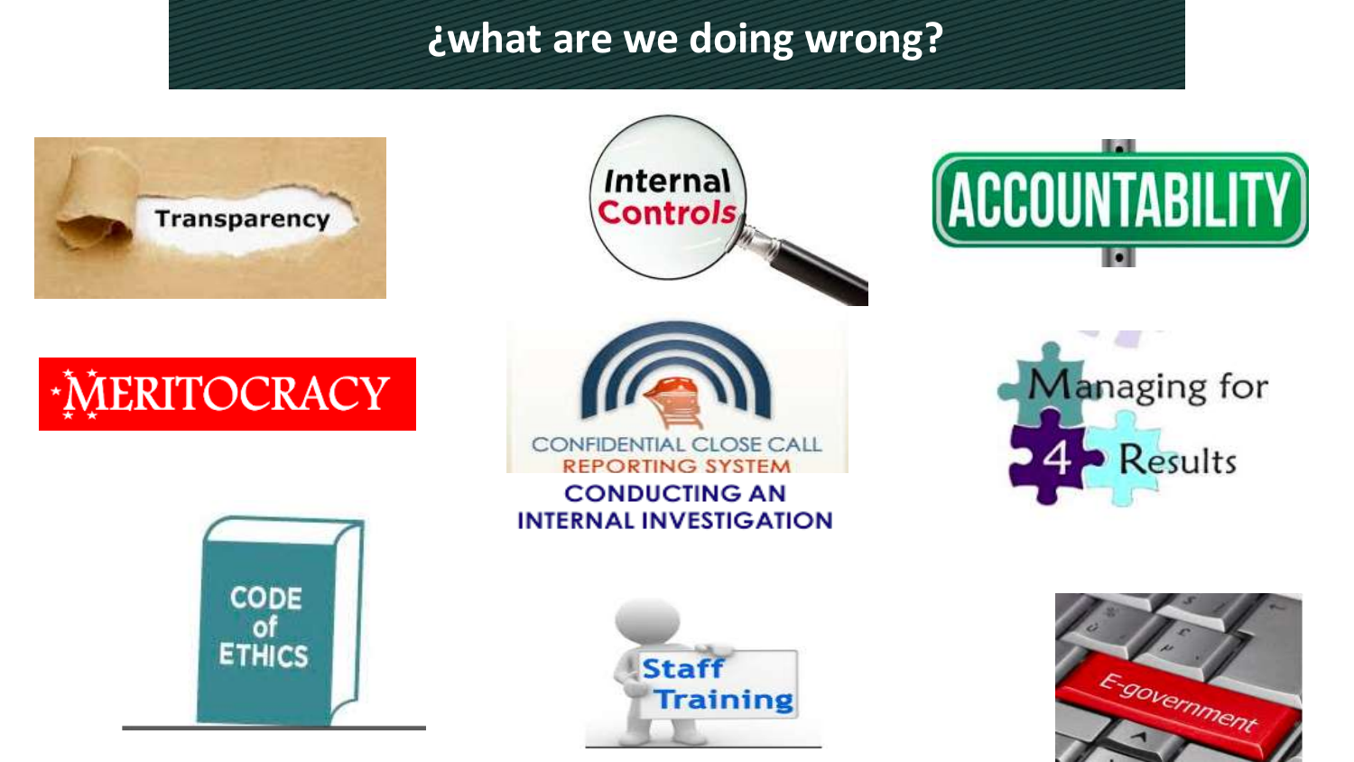# ¿what are we doing wrong?

- Transparency
- Internal Controls
- ACCOUNTABILITY
- MERITOCRACY
- CONFIDENTIAL CLOSE CALL REPORTING SYSTEM
- CONDUCTING AN INTERNAL INVESTIGATION
- Managing for 4 Results
- CODE of ETHICS
- Staff Training
- E-government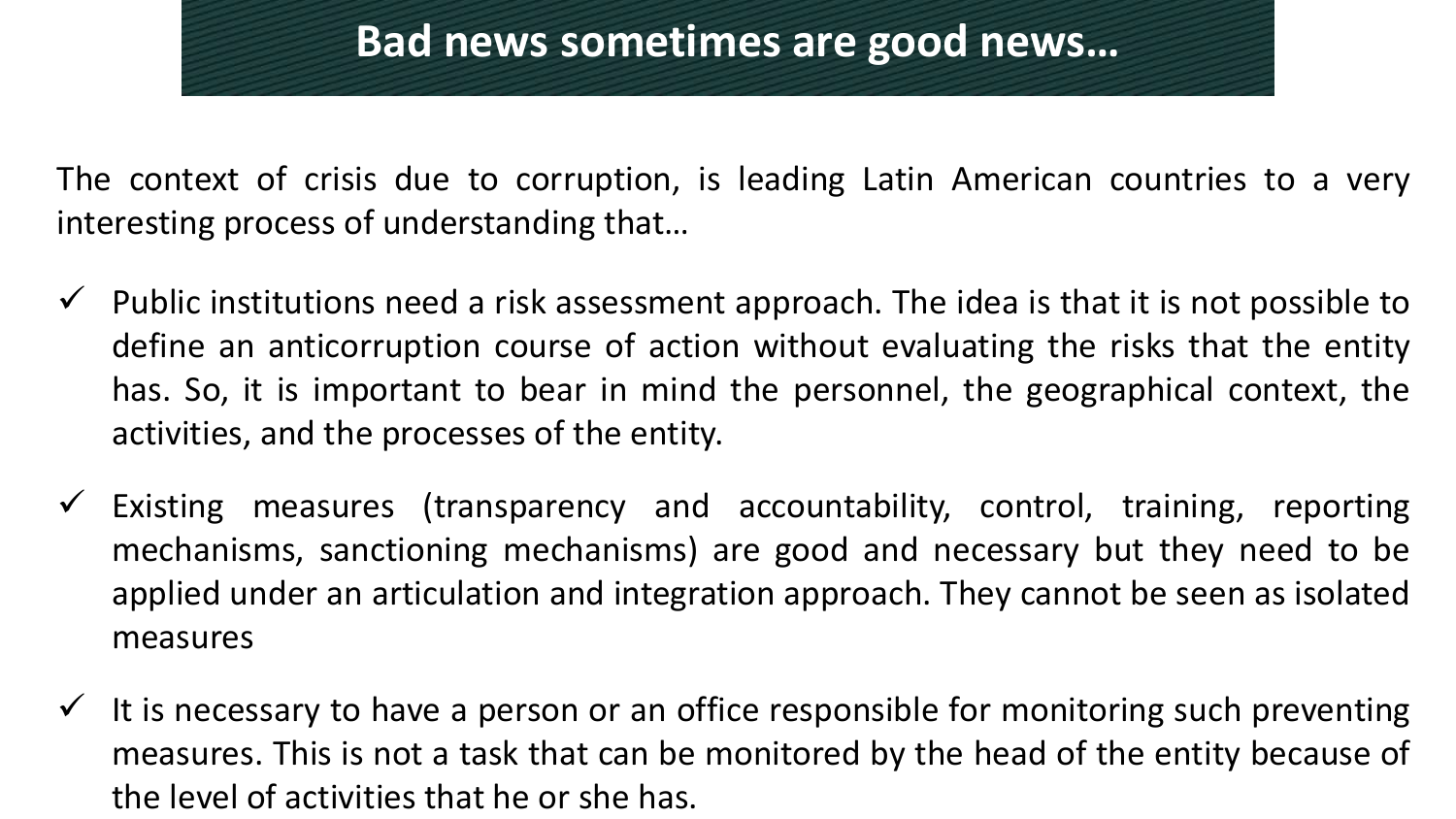# Bad news sometimes are good news…

The context of crisis due to corruption, is leading Latin American countries to a very interesting process of understanding that…

- ✓ Public institutions need a risk assessment approach. The idea is that it is not possible to define an anticorruption course of action without evaluating the risks that the entity has. So, it is important to bear in mind the personnel, the geographical context, the activities, and the processes of the entity.
- ✓ Existing measures (transparency and accountability, control, training, reporting mechanisms, sanctioning mechanisms) are good and necessary but they need to be applied under an articulation and integration approach. They cannot be seen as isolated measures
- ✓ It is necessary to have a person or an office responsible for monitoring such preventing measures. This is not a task that can be monitored by the head of the entity because of the level of activities that he or she has.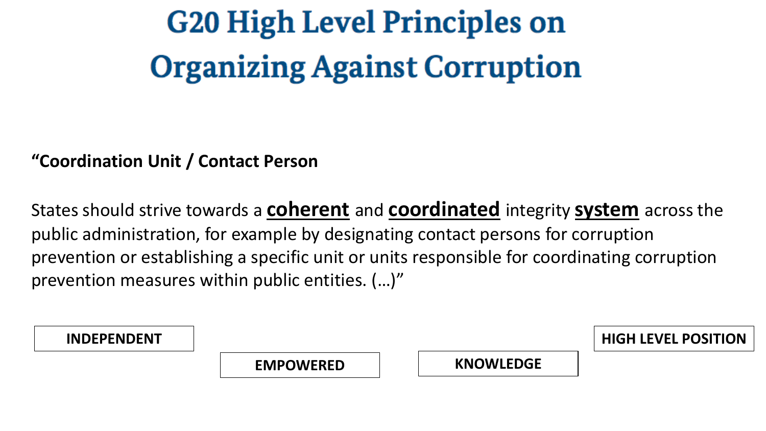# G20 High Level Principles on Organizing Against Corruption

**“Coordination Unit / Contact Person**

States should strive towards a **coherent** and **coordinated** integrity **system** across the public administration, for example by designating contact persons for corruption prevention or establishing a specific unit or units responsible for coordinating corruption prevention measures within public entities. (…)”

**INDEPENDENT**

**EMPOWERED**

**KNOWLEDGE**

**HIGH LEVEL POSITION**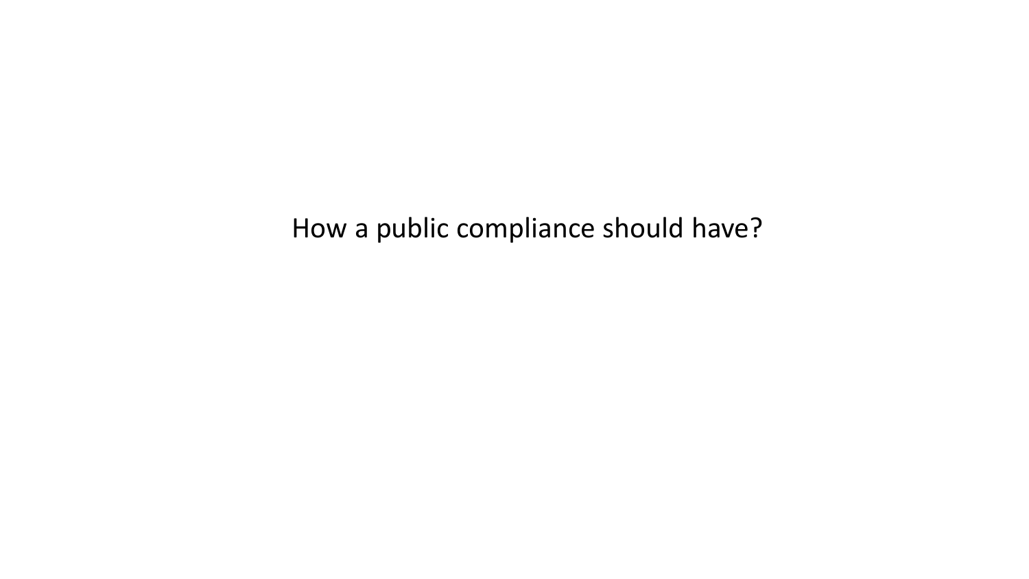How a public compliance should have?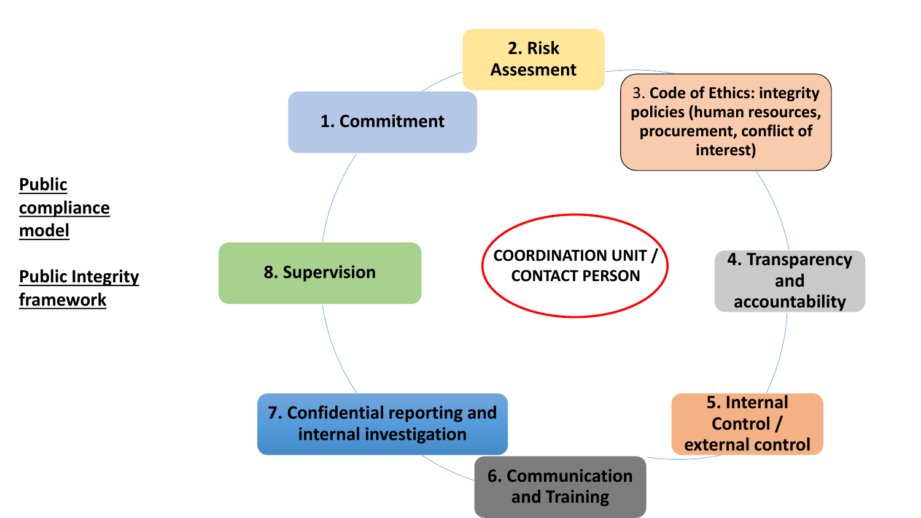**Public compliance model**

**Public Integrity framework**

**COORDINATION UNIT / CONTACT PERSON**

1. **Commitment**
2. **Risk Assesment**
3. **Code of Ethics: integrity policies (human resources, procurement, conflict of interest)**
4. **Transparency and accountability**
5. **Internal Control / external control**
6. **Communication and Training**
7. **Confidential reporting and internal investigation**
8. **Supervision**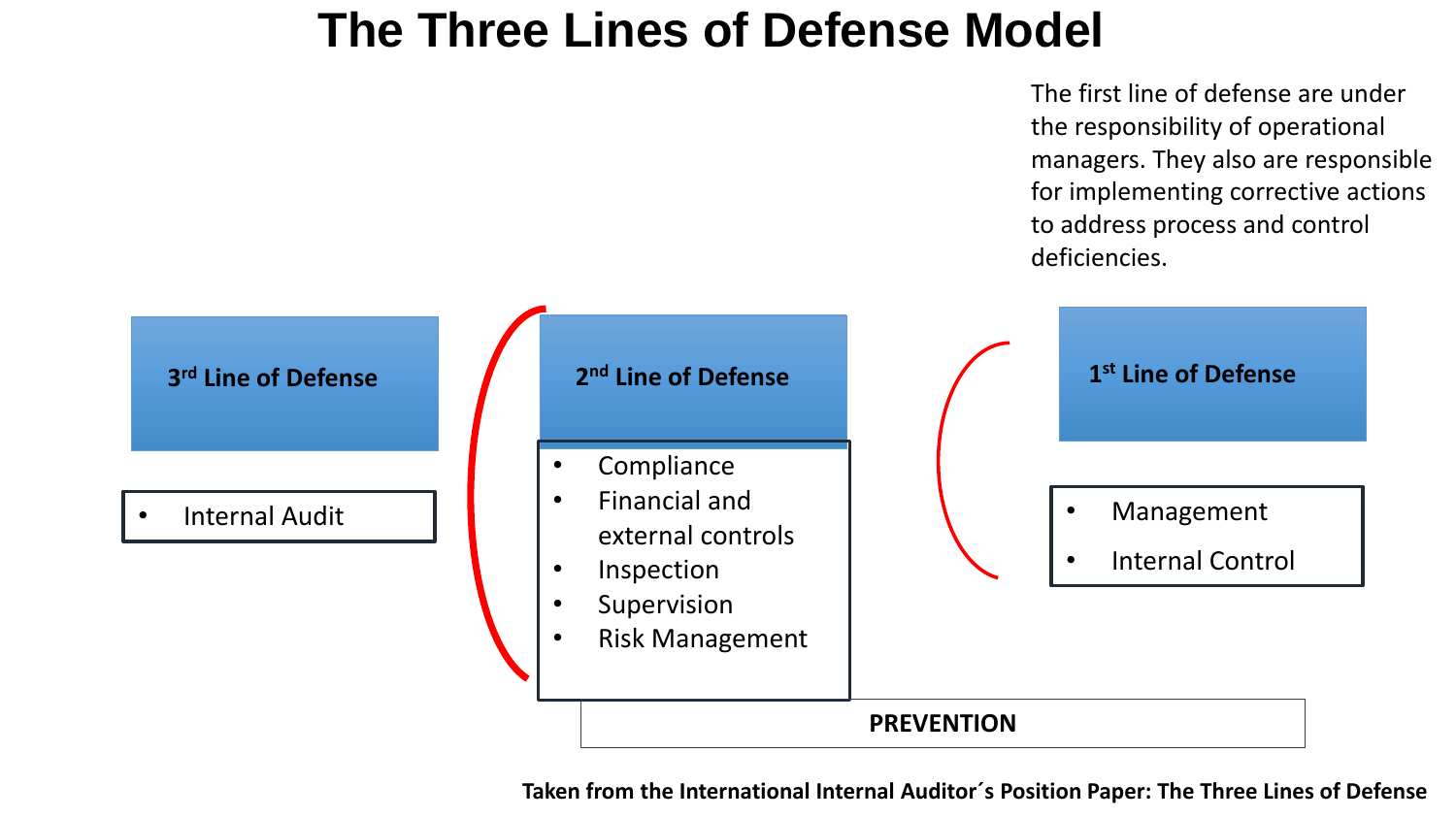# The Three Lines of Defense Model

The first line of defense are under the responsibility of operational managers. They also are responsible for implementing corrective actions to address process and control deficiencies.

**3rd Line of Defense**

- Internal Audit

**2nd Line of Defense**

- Compliance
- Financial and external controls
- Inspection
- Supervision
- Risk Management

**1st Line of Defense**

- Management
- Internal Control

**PREVENTION**

**Taken from the International Internal Auditor´s Position Paper: The Three Lines of Defense**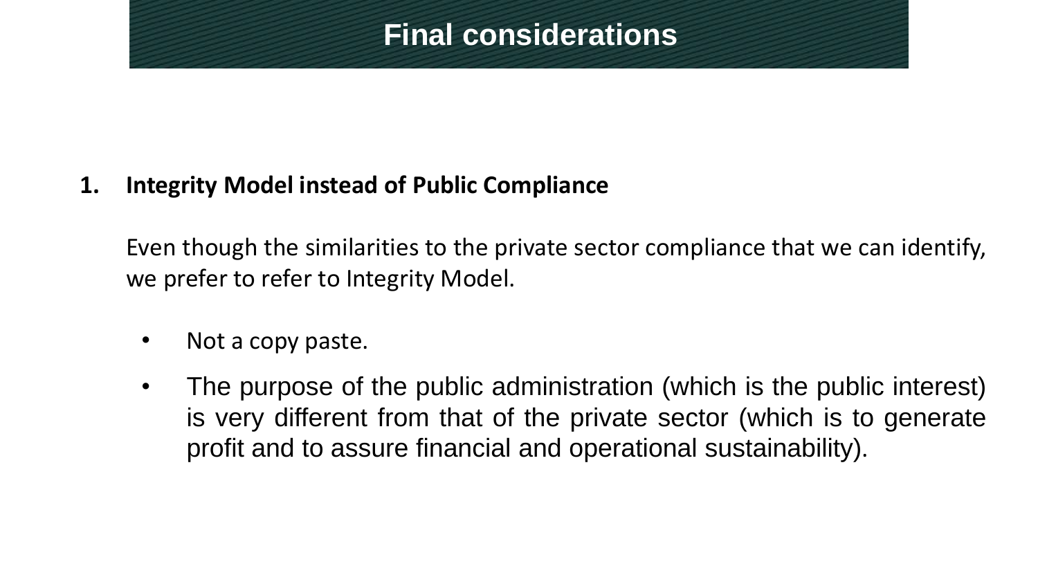# Final considerations

1. **Integrity Model instead of Public Compliance**

   Even though the similarities to the private sector compliance that we can identify, we prefer to refer to Integrity Model.

   - Not a copy paste.
   - The purpose of the public administration (which is the public interest) is very different from that of the private sector (which is to generate profit and to assure financial and operational sustainability).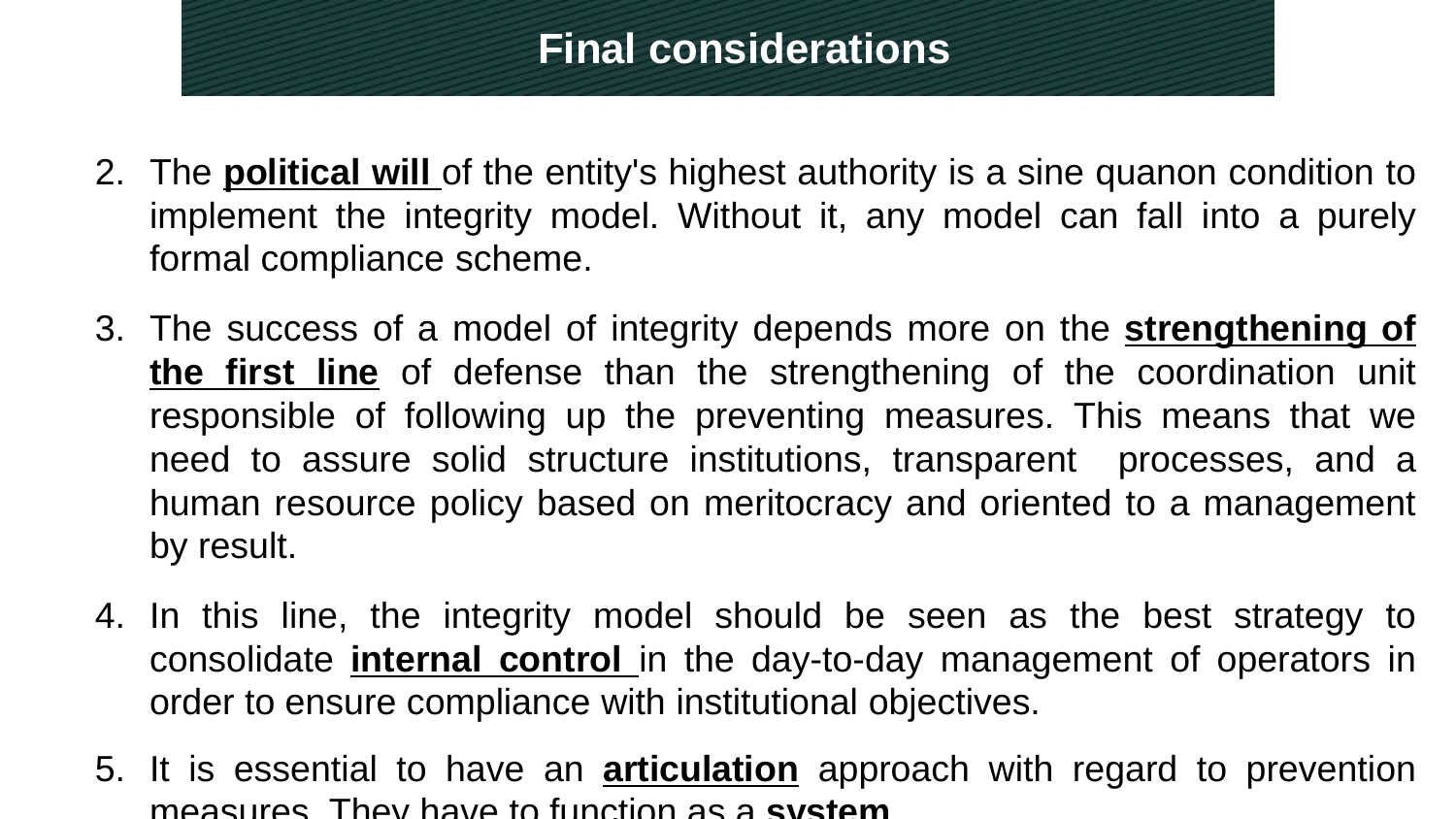# Final considerations

2. The **political will** of the entity's highest authority is a sine quanon condition to implement the integrity model. Without it, any model can fall into a purely formal compliance scheme.

3. The success of a model of integrity depends more on the **strengthening of the first line** of defense than the strengthening of the coordination unit responsible of following up the preventing measures. This means that we need to assure solid structure institutions, transparent processes, and a human resource policy based on meritocracy and oriented to a management by result.

4. In this line, the integrity model should be seen as the best strategy to consolidate **internal control** in the day-to-day management of operators in order to ensure compliance with institutional objectives.

5. It is essential to have an **articulation** approach with regard to prevention measures. They have to function as a **system**.